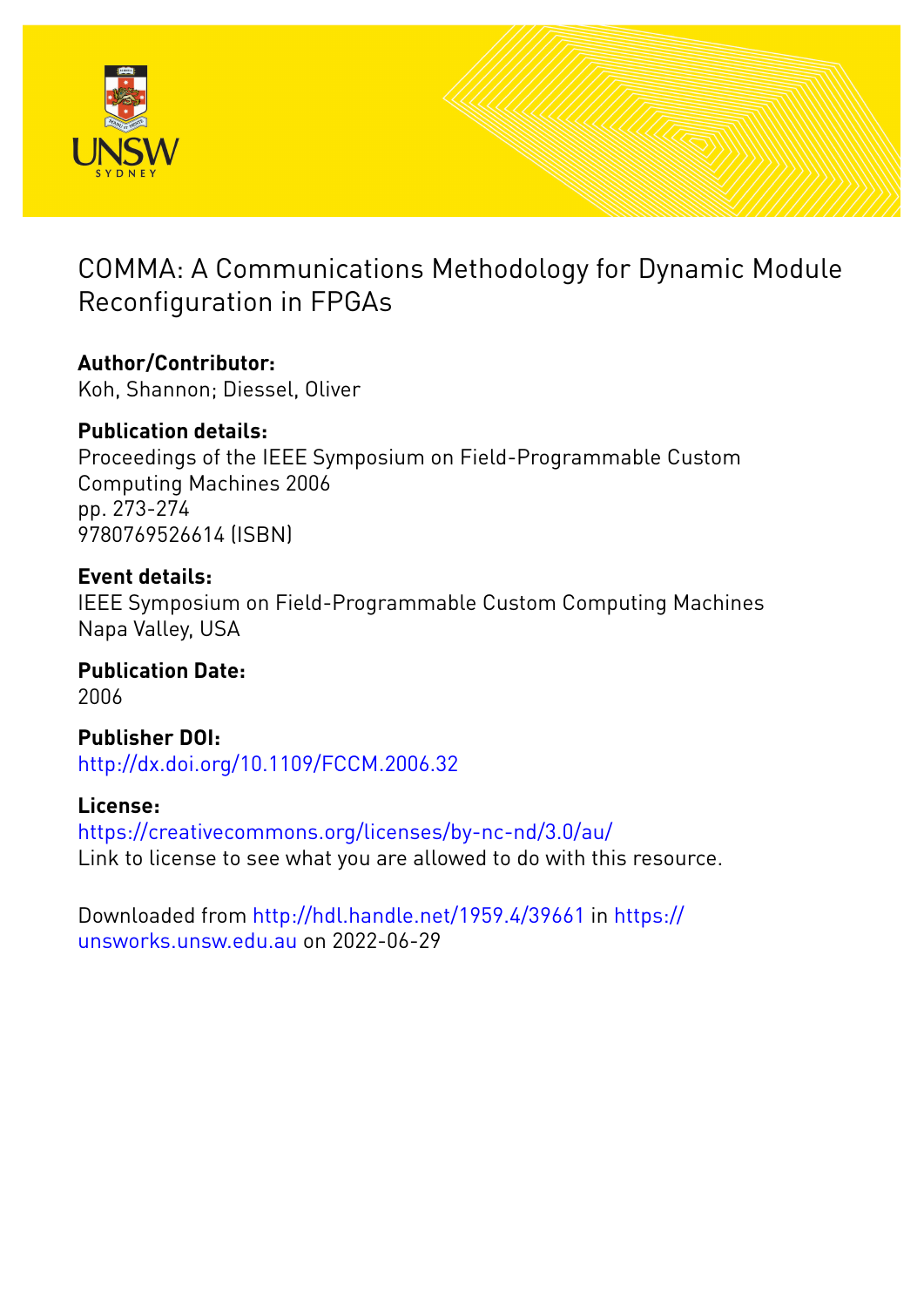# COMMA: A Communications Methodology for Dynamic Module Reconfiguration in FPGAs

**Author/Contributor:**
Koh, Shannon; Diessel, Oliver

**Publication details:**
Proceedings of the IEEE Symposium on Field-Programmable Custom Computing Machines 2006
pp. 273-274
9780769526614 (ISBN)

**Event details:**
IEEE Symposium on Field-Programmable Custom Computing Machines
Napa Valley, USA

**Publication Date:**
2006

**Publisher DOI:**
http://dx.doi.org/10.1109/FCCM.2006.32

**License:**
https://creativecommons.org/licenses/by-nc-nd/3.0/au/
Link to license to see what you are allowed to do with this resource.

Downloaded from http://hdl.handle.net/1959.4/39661 in https://unsworks.unsw.edu.au on 2022-06-29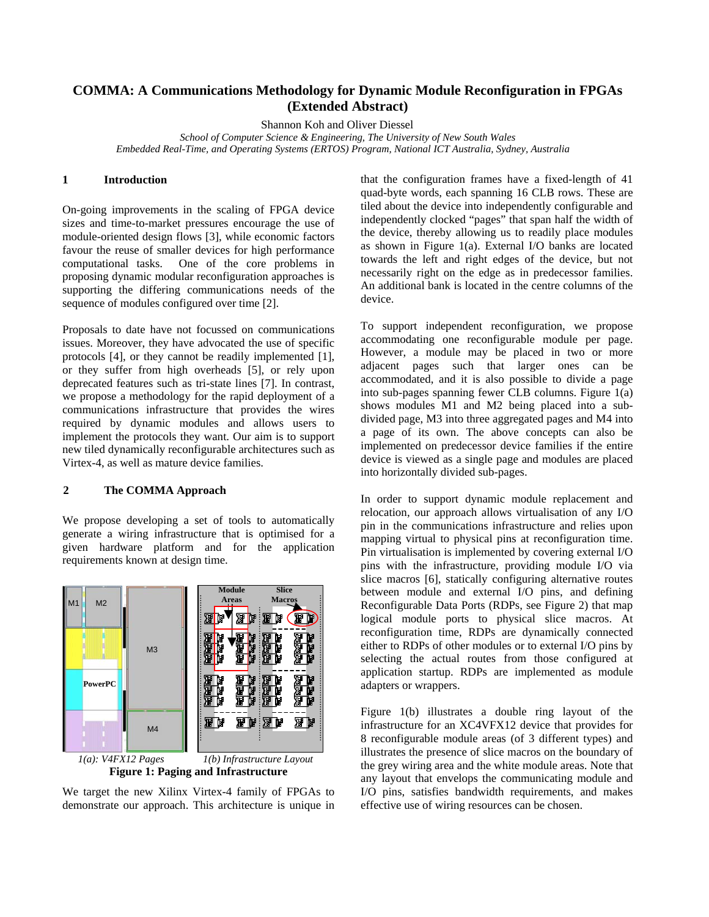# COMMA: A Communications Methodology for Dynamic Module Reconfiguration in FPGAs (Extended Abstract)

Shannon Koh and Oliver Diessel

*School of Computer Science & Engineering, The University of New South Wales*
*Embedded Real-Time, and Operating Systems (ERTOS) Program, National ICT Australia, Sydney, Australia*

## 1 Introduction

On-going improvements in the scaling of FPGA device sizes and time-to-market pressures encourage the use of module-oriented design flows [3], while economic factors favour the reuse of smaller devices for high performance computational tasks. One of the core problems in proposing dynamic modular reconfiguration approaches is supporting the differing communications needs of the sequence of modules configured over time [2].

Proposals to date have not focussed on communications issues. Moreover, they have advocated the use of specific protocols [4], or they cannot be readily implemented [1], or they suffer from high overheads [5], or rely upon deprecated features such as tri-state lines [7]. In contrast, we propose a methodology for the rapid deployment of a communications infrastructure that provides the wires required by dynamic modules and allows users to implement the protocols they want. Our aim is to support new tiled dynamically reconfigurable architectures such as Virtex-4, as well as mature device families.

## 2 The COMMA Approach

We propose developing a set of tools to automatically generate a wiring infrastructure that is optimised for a given hardware platform and for the application requirements known at design time.

*1(a): V4FX12 Pages* *1(b) Infrastructure Layout*

**Figure 1: Paging and Infrastructure**

We target the new Xilinx Virtex-4 family of FPGAs to demonstrate our approach. This architecture is unique in that the configuration frames have a fixed-length of 41 quad-byte words, each spanning 16 CLB rows. These are tiled about the device into independently configurable and independently clocked "pages" that span half the width of the device, thereby allowing us to readily place modules as shown in Figure 1(a). External I/O banks are located towards the left and right edges of the device, but not necessarily right on the edge as in predecessor families. An additional bank is located in the centre columns of the device.

To support independent reconfiguration, we propose accommodating one reconfigurable module per page. However, a module may be placed in two or more adjacent pages such that larger ones can be accommodated, and it is also possible to divide a page into sub-pages spanning fewer CLB columns. Figure 1(a) shows modules M1 and M2 being placed into a sub-divided page, M3 into three aggregated pages and M4 into a page of its own. The above concepts can also be implemented on predecessor device families if the entire device is viewed as a single page and modules are placed into horizontally divided sub-pages.

In order to support dynamic module replacement and relocation, our approach allows virtualisation of any I/O pin in the communications infrastructure and relies upon mapping virtual to physical pins at reconfiguration time. Pin virtualisation is implemented by covering external I/O pins with the infrastructure, providing module I/O via slice macros [6], statically configuring alternative routes between module and external I/O pins, and defining Reconfigurable Data Ports (RDPs, see Figure 2) that map logical module ports to physical slice macros. At reconfiguration time, RDPs are dynamically connected either to RDPs of other modules or to external I/O pins by selecting the actual routes from those configured at application startup. RDPs are implemented as module adapters or wrappers.

Figure 1(b) illustrates a double ring layout of the infrastructure for an XC4VFX12 device that provides for 8 reconfigurable module areas (of 3 different types) and illustrates the presence of slice macros on the boundary of the grey wiring area and the white module areas. Note that any layout that envelops the communicating module and I/O pins, satisfies bandwidth requirements, and makes effective use of wiring resources can be chosen.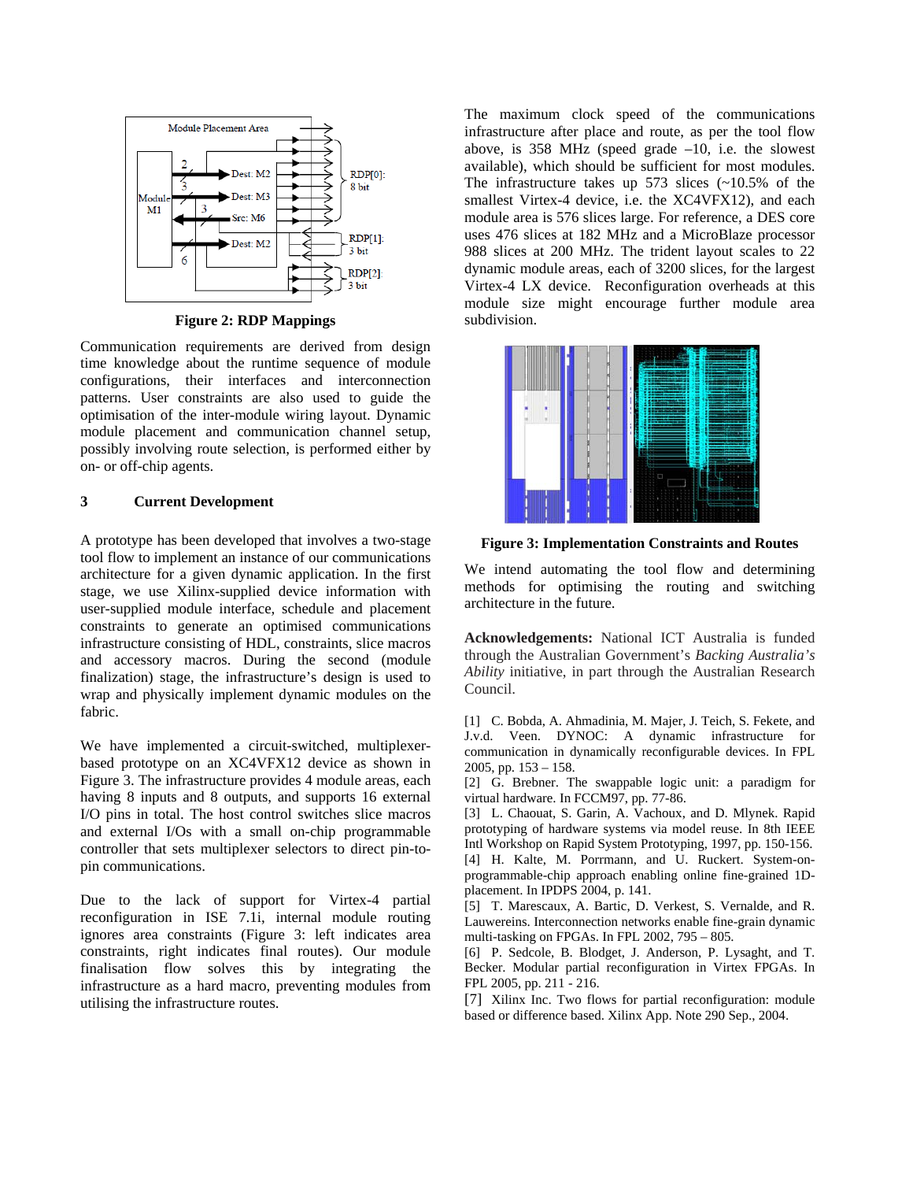Module Placement Area

Module M1

2

3

3

6

Dest: M2

Dest: M3

Src: M6

Dest: M2

RDP[0]: 8 bit

RDP[1]: 3 bit

RDP[2]: 3 bit

**Figure 2: RDP Mappings**

Communication requirements are derived from design time knowledge about the runtime sequence of module configurations, their interfaces and interconnection patterns. User constraints are also used to guide the optimisation of the inter-module wiring layout. Dynamic module placement and communication channel setup, possibly involving route selection, is performed either by on- or off-chip agents.

## 3 Current Development

A prototype has been developed that involves a two-stage tool flow to implement an instance of our communications architecture for a given dynamic application. In the first stage, we use Xilinx-supplied device information with user-supplied module interface, schedule and placement constraints to generate an optimised communications infrastructure consisting of HDL, constraints, slice macros and accessory macros. During the second (module finalization) stage, the infrastructure's design is used to wrap and physically implement dynamic modules on the fabric.

We have implemented a circuit-switched, multiplexer-based prototype on an XC4VFX12 device as shown in Figure 3. The infrastructure provides 4 module areas, each having 8 inputs and 8 outputs, and supports 16 external I/O pins in total. The host control switches slice macros and external I/Os with a small on-chip programmable controller that sets multiplexer selectors to direct pin-to-pin communications.

Due to the lack of support for Virtex-4 partial reconfiguration in ISE 7.1i, internal module routing ignores area constraints (Figure 3: left indicates area constraints, right indicates final routes). Our module finalisation flow solves this by integrating the infrastructure as a hard macro, preventing modules from utilising the infrastructure routes.

The maximum clock speed of the communications infrastructure after place and route, as per the tool flow above, is 358 MHz (speed grade –10, i.e. the slowest available), which should be sufficient for most modules. The infrastructure takes up 573 slices (~10.5% of the smallest Virtex-4 device, i.e. the XC4VFX12), and each module area is 576 slices large. For reference, a DES core uses 476 slices at 182 MHz and a MicroBlaze processor 988 slices at 200 MHz. The trident layout scales to 22 dynamic module areas, each of 3200 slices, for the largest Virtex-4 LX device. Reconfiguration overheads at this module size might encourage further module area subdivision.

**Figure 3: Implementation Constraints and Routes**

We intend automating the tool flow and determining methods for optimising the routing and switching architecture in the future.

**Acknowledgements:** National ICT Australia is funded through the Australian Government's *Backing Australia's Ability* initiative, in part through the Australian Research Council.

[1] C. Bobda, A. Ahmadinia, M. Majer, J. Teich, S. Fekete, and J.v.d. Veen. DYNOC: A dynamic infrastructure for communication in dynamically reconfigurable devices. In FPL 2005, pp. 153 – 158.

[2] G. Brebner. The swappable logic unit: a paradigm for virtual hardware. In FCCM97, pp. 77-86.

[3] L. Chaouat, S. Garin, A. Vachoux, and D. Mlynek. Rapid prototyping of hardware systems via model reuse. In 8th IEEE Intl Workshop on Rapid System Prototyping, 1997, pp. 150-156.

[4] H. Kalte, M. Porrmann, and U. Ruckert. System-on-programmable-chip approach enabling online fine-grained 1D-placement. In IPDPS 2004, p. 141.

[5] T. Marescaux, A. Bartic, D. Verkest, S. Vernalde, and R. Lauwereins. Interconnection networks enable fine-grain dynamic multi-tasking on FPGAs. In FPL 2002, 795 – 805.

[6] P. Sedcole, B. Blodget, J. Anderson, P. Lysaght, and T. Becker. Modular partial reconfiguration in Virtex FPGAs. In FPL 2005, pp. 211 - 216.

[7] Xilinx Inc. Two flows for partial reconfiguration: module based or difference based. Xilinx App. Note 290 Sep., 2004.